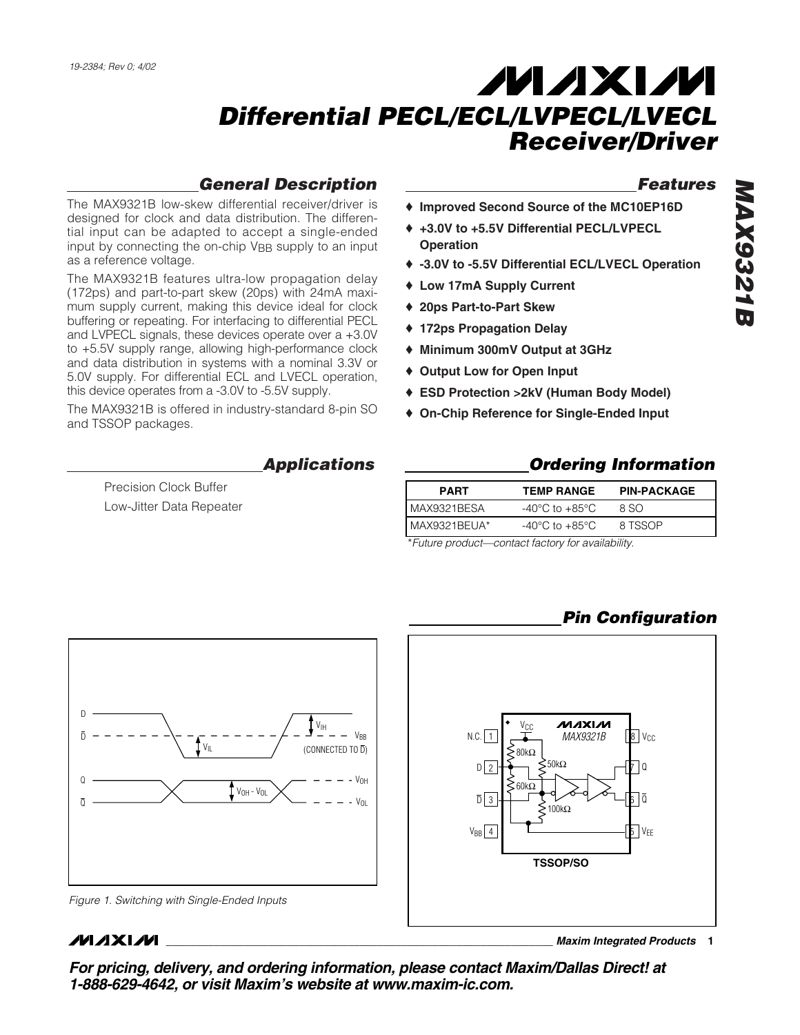19-2384; Rev 0; 4/02

# Differential PECL/ECL/LVPECL/LVECL Receiver/Driver

# MAX9321B

## General Description

The MAX9321B low-skew differential receiver/driver is designed for clock and data distribution. The differential input can be adapted to accept a single-ended input by connecting the on-chip $V_{BB}$ supply to an input as a reference voltage.

The MAX9321B features ultra-low propagation delay (172ps) and part-to-part skew (20ps) with 24mA maximum supply current, making this device ideal for clock buffering or repeating. For interfacing to differential PECL and LVPECL signals, these devices operate over a +3.0V to +5.5V supply range, allowing high-performance clock and data distribution in systems with a nominal 3.3V or 5.0V supply. For differential ECL and LVECL operation, this device operates from a -3.0V to -5.5V supply.

The MAX9321B is offered in industry-standard 8-pin SO and TSSOP packages.

## Features

- ♦ Improved Second Source of the MC10EP16D
- ♦ +3.0V to +5.5V Differential PECL/LVPECL Operation
- ♦ -3.0V to -5.5V Differential ECL/LVECL Operation
- ♦ Low 17mA Supply Current
- ♦ 20ps Part-to-Part Skew
- ♦ 172ps Propagation Delay
- ♦ Minimum 300mV Output at 3GHz
- ♦ Output Low for Open Input
- ♦ ESD Protection >2kV (Human Body Model)
- ♦ On-Chip Reference for Single-Ended Input

## Applications

Precision Clock Buffer

Low-Jitter Data Repeater

## Ordering Information

| PART | TEMP RANGE | PIN-PACKAGE |
|---|---|---|
| MAX9321BESA | -40°C to +85°C | 8 SO |
| MAX9321BEUA* | -40°C to +85°C | 8 TSSOP |

*Future product—contact factory for availability.

## Pin Configuration

Figure 1. Switching with Single-Ended Inputs

For pricing, delivery, and ordering information, please contact Maxim/Dallas Direct! at 1-888-629-4642, or visit Maxim's website at www.maxim-ic.com.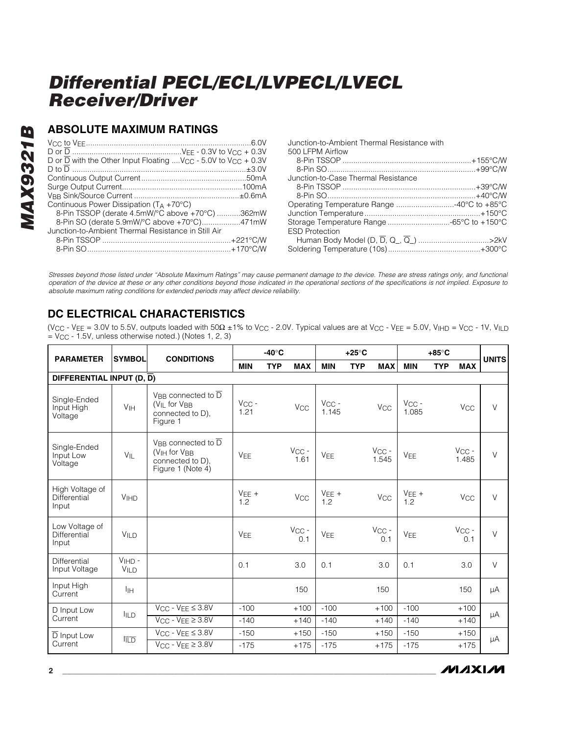## ABSOLUTE MAXIMUM RATINGS

$V_{CC}$ to $V_{EE}$ ....................6.0V
D or $\overline{D}$ ....................$V_{EE}$ - 0.3V to $V_{CC}$ + 0.3V
D or $\overline{D}$ with the Other Input Floating ....$V_{CC}$ - 5.0V to $V_{CC}$ + 0.3V
D to $\overline{D}$ ....................±3.0V
Continuous Output Current....................50mA
Surge Output Current....................100mA
$V_{BB}$ Sink/Source Current ....................±0.6mA
Continuous Power Dissipation ($T_A$ +70°C)
  8-Pin TSSOP (derate 4.5mW/°C above +70°C) ...........362mW
  8-Pin SO (derate 5.9mW/°C above +70°C)....................471mW
Junction-to-Ambient Thermal Resistance in Still Air
  8-Pin TSSOP ....................+221°C/W
  8-Pin SO....................+170°C/W
Junction-to-Ambient Thermal Resistance with 500 LFPM Airflow
  8-Pin TSSOP ....................+155°C/W
  8-Pin SO....................+99°C/W
Junction-to-Case Thermal Resistance
  8-Pin TSSOP ....................+39°C/W
  8-Pin SO....................+40°C/W
Operating Temperature Range ....................-40°C to +85°C
Junction Temperature....................+150°C
Storage Temperature Range ....................-65°C to +150°C
ESD Protection
  Human Body Model (D, $\overline{D}$, Q_, $\overline{Q}$_) ....................>2kV
Soldering Temperature (10s)....................+300°C

*Stresses beyond those listed under "Absolute Maximum Ratings" may cause permanent damage to the device. These are stress ratings only, and functional operation of the device at these or any other conditions beyond those indicated in the operational sections of the specifications is not implied. Exposure to absolute maximum rating conditions for extended periods may affect device reliability.*

## DC ELECTRICAL CHARACTERISTICS

($V_{CC}$ - $V_{EE}$ = 3.0V to 5.5V, outputs loaded with 50Ω ±1% to $V_{CC}$ - 2.0V. Typical values are at $V_{CC}$ - $V_{EE}$ = 5.0V, $V_{IHD}$ = $V_{CC}$ - 1V, $V_{ILD}$ = $V_{CC}$ - 1.5V, unless otherwise noted.) (Notes 1, 2, 3)

| PARAMETER | SYMBOL | CONDITIONS | -40°C | | | +25°C | | | +85°C | | | UNITS |
|---|---|---|---|---|---|---|---|---|---|---|---|---|
| | | | MIN | TYP | MAX | MIN | TYP | MAX | MIN | TYP | MAX | |
| **DIFFERENTIAL INPUT (D, $\overline{D}$)** | | | | | | | | | | | | |
| Single-Ended Input High Voltage | $V_{IH}$ | $V_{BB}$ connected to $\overline{D}$ ($V_{IL}$ for $V_{BB}$ connected to D), Figure 1 | $V_{CC}$ - 1.21 | | $V_{CC}$ | $V_{CC}$ - 1.145 | | $V_{CC}$ | $V_{CC}$ - 1.085 | | $V_{CC}$ | V |
| Single-Ended Input Low Voltage | $V_{IL}$ | $V_{BB}$ connected to $\overline{D}$ ($V_{IH}$ for $V_{BB}$ connected to D), Figure 1 (Note 4) | $V_{EE}$ | | $V_{CC}$ - 1.61 | $V_{EE}$ | | $V_{CC}$ - 1.545 | $V_{EE}$ | | $V_{CC}$ - 1.485 | V |
| High Voltage of Differential Input | $V_{IHD}$ | | $V_{EE}$ + 1.2 | | $V_{CC}$ | $V_{EE}$ + 1.2 | | $V_{CC}$ | $V_{EE}$ + 1.2 | | $V_{CC}$ | V |
| Low Voltage of Differential Input | $V_{ILD}$ | | $V_{EE}$ | | $V_{CC}$ - 0.1 | $V_{EE}$ | | $V_{CC}$ - 0.1 | $V_{EE}$ | | $V_{CC}$ - 0.1 | V |
| Differential Input Voltage | $V_{IHD}$ - $V_{ILD}$ | | 0.1 | | 3.0 | 0.1 | | 3.0 | 0.1 | | 3.0 | V |
| Input High Current | $I_{IH}$ | | | | 150 | | | 150 | | | 150 | µA |
| D Input Low Current | $I_{ILD}$ | $V_{CC}$ - $V_{EE}$ ≤ 3.8V | -100 | | +100 | -100 | | +100 | -100 | | +100 | µA |
| | | $V_{CC}$ - $V_{EE}$ ≥ 3.8V | -140 | | +140 | -140 | | +140 | -140 | | +140 | |
| $\overline{D}$ Input Low Current | $I_{\overline{ILD}}$ | $V_{CC}$ - $V_{EE}$ ≤ 3.8V | -150 | | +150 | -150 | | +150 | -150 | | +150 | µA |
| | | $V_{CC}$ - $V_{EE}$ ≥ 3.8V | -175 | | +175 | -175 | | +175 | -175 | | +175 | |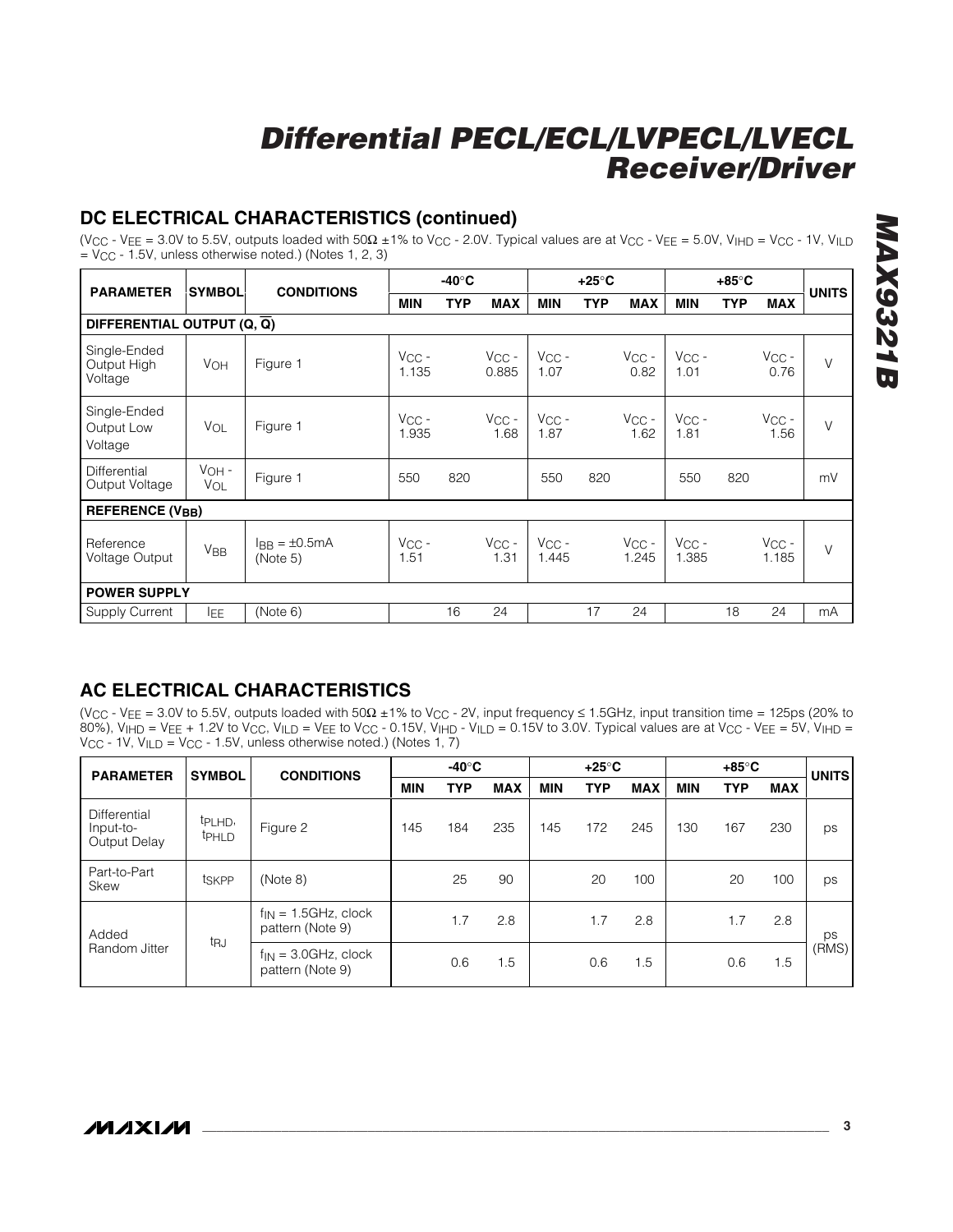## DC ELECTRICAL CHARACTERISTICS (continued)

($V_{CC}$ - $V_{EE}$ = 3.0V to 5.5V, outputs loaded with 50Ω ±1% to $V_{CC}$ - 2.0V. Typical values are at $V_{CC}$ - $V_{EE}$ = 5.0V, $V_{IHD}$ = $V_{CC}$ - 1V, $V_{ILD}$ = $V_{CC}$ - 1.5V, unless otherwise noted.) (Notes 1, 2, 3)

| PARAMETER | SYMBOL | CONDITIONS | -40°C | | | +25°C | | | +85°C | | | UNITS |
|---|---|---|---|---|---|---|---|---|---|---|---|---|
| | | | MIN | TYP | MAX | MIN | TYP | MAX | MIN | TYP | MAX | |
| **DIFFERENTIAL OUTPUT (Q, $\overline{Q}$)** | | | | | | | | | | | | |
| Single-Ended Output High Voltage | $V_{OH}$ | Figure 1 | $V_{CC}$ - 1.135 | | $V_{CC}$ - 0.885 | $V_{CC}$ - 1.07 | | $V_{CC}$ - 0.82 | $V_{CC}$ - 1.01 | | $V_{CC}$ - 0.76 | V |
| Single-Ended Output Low Voltage | $V_{OL}$ | Figure 1 | $V_{CC}$ - 1.935 | | $V_{CC}$ - 1.68 | $V_{CC}$ - 1.87 | | $V_{CC}$ - 1.62 | $V_{CC}$ - 1.81 | | $V_{CC}$ - 1.56 | V |
| Differential Output Voltage | $V_{OH}$ - $V_{OL}$ | Figure 1 | 550 | 820 | | 550 | 820 | | 550 | 820 | | mV |
| **REFERENCE ($V_{BB}$)** | | | | | | | | | | | | |
| Reference Voltage Output | $V_{BB}$ | $I_{BB}$ = ±0.5mA (Note 5) | $V_{CC}$ - 1.51 | | $V_{CC}$ - 1.31 | $V_{CC}$ - 1.445 | | $V_{CC}$ - 1.245 | $V_{CC}$ - 1.385 | | $V_{CC}$ - 1.185 | V |
| **POWER SUPPLY** | | | | | | | | | | | | |
| Supply Current | $I_{EE}$ | (Note 6) | | 16 | 24 | | 17 | 24 | | 18 | 24 | mA |

## AC ELECTRICAL CHARACTERISTICS

($V_{CC}$ - $V_{EE}$ = 3.0V to 5.5V, outputs loaded with 50Ω ±1% to $V_{CC}$ - 2V, input frequency ≤ 1.5GHz, input transition time = 125ps (20% to 80%), $V_{IHD}$ = $V_{EE}$ + 1.2V to $V_{CC}$, $V_{ILD}$ = $V_{EE}$ to $V_{CC}$ - 0.15V, $V_{IHD}$ - $V_{ILD}$ = 0.15V to 3.0V. Typical values are at $V_{CC}$ - $V_{EE}$ = 5V, $V_{IHD}$ = $V_{CC}$ - 1V, $V_{ILD}$ = $V_{CC}$ - 1.5V, unless otherwise noted.) (Notes 1, 7)

| PARAMETER | SYMBOL | CONDITIONS | -40°C | | | +25°C | | | +85°C | | | UNITS |
|---|---|---|---|---|---|---|---|---|---|---|---|---|
| | | | MIN | TYP | MAX | MIN | TYP | MAX | MIN | TYP | MAX | |
| Differential Input-to-Output Delay | $t_{PLHD}$, $t_{PHLD}$ | Figure 2 | 145 | 184 | 235 | 145 | 172 | 245 | 130 | 167 | 230 | ps |
| Part-to-Part Skew | $t_{SKPP}$ | (Note 8) | | 25 | 90 | | 20 | 100 | | 20 | 100 | ps |
| Added Random Jitter | $t_{RJ}$ | $f_{IN}$ = 1.5GHz, clock pattern (Note 9) | | 1.7 | 2.8 | | 1.7 | 2.8 | | 1.7 | 2.8 | ps (RMS) |
| | | $f_{IN}$ = 3.0GHz, clock pattern (Note 9) | | 0.6 | 1.5 | | 0.6 | 1.5 | | 0.6 | 1.5 | |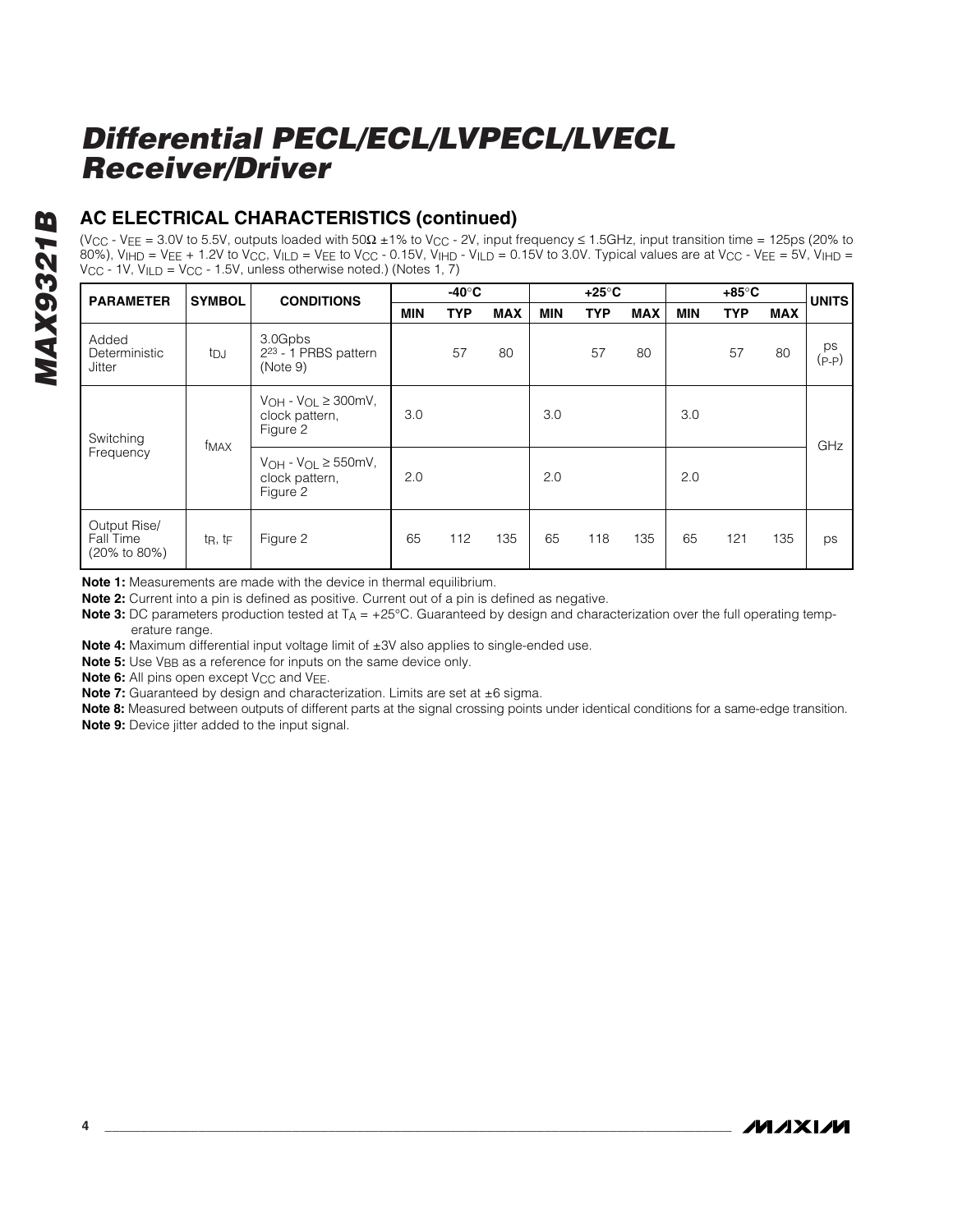## AC ELECTRICAL CHARACTERISTICS (continued)

($V_{CC}$ - $V_{EE}$ = 3.0V to 5.5V, outputs loaded with 50Ω ±1% to $V_{CC}$ - 2V, input frequency ≤ 1.5GHz, input transition time = 125ps (20% to 80%), $V_{IHD}$ = $V_{EE}$ + 1.2V to $V_{CC}$, $V_{ILD}$ = $V_{EE}$ to $V_{CC}$ - 0.15V, $V_{IHD}$ - $V_{ILD}$ = 0.15V to 3.0V. Typical values are at $V_{CC}$ - $V_{EE}$ = 5V, $V_{IHD}$ = $V_{CC}$ - 1V, $V_{ILD}$ = $V_{CC}$ - 1.5V, unless otherwise noted.) (Notes 1, 7)

| PARAMETER | SYMBOL | CONDITIONS | -40°C | | | +25°C | | | +85°C | | | UNITS |
|---|---|---|---|---|---|---|---|---|---|---|---|---|
| | | | MIN | TYP | MAX | MIN | TYP | MAX | MIN | TYP | MAX | |
| Added Deterministic Jitter | $t_{DJ}$ | 3.0Gpbs $2^{23}$ - 1 PRBS pattern (Note 9) | | 57 | 80 | | 57 | 80 | | 57 | 80 | ps (P-P) |
| Switching Frequency | $f_{MAX}$ | $V_{OH}$ - $V_{OL}$ ≥ 300mV, clock pattern, Figure 2 | 3.0 | | | 3.0 | | | 3.0 | | | GHz |
| | | $V_{OH}$ - $V_{OL}$ ≥ 550mV, clock pattern, Figure 2 | 2.0 | | | 2.0 | | | 2.0 | | | |
| Output Rise/ Fall Time (20% to 80%) | $t_R$, $t_F$ | Figure 2 | 65 | 112 | 135 | 65 | 118 | 135 | 65 | 121 | 135 | ps |

**Note 1:** Measurements are made with the device in thermal equilibrium.

**Note 2:** Current into a pin is defined as positive. Current out of a pin is defined as negative.

**Note 3:** DC parameters production tested at $T_A$ = +25°C. Guaranteed by design and characterization over the full operating temperature range.

**Note 4:** Maximum differential input voltage limit of ±3V also applies to single-ended use.

**Note 5:** Use $V_{BB}$ as a reference for inputs on the same device only.

**Note 6:** All pins open except $V_{CC}$ and $V_{EE}$.

**Note 7:** Guaranteed by design and characterization. Limits are set at ±6 sigma.

**Note 8:** Measured between outputs of different parts at the signal crossing points under identical conditions for a same-edge transition.

**Note 9:** Device jitter added to the input signal.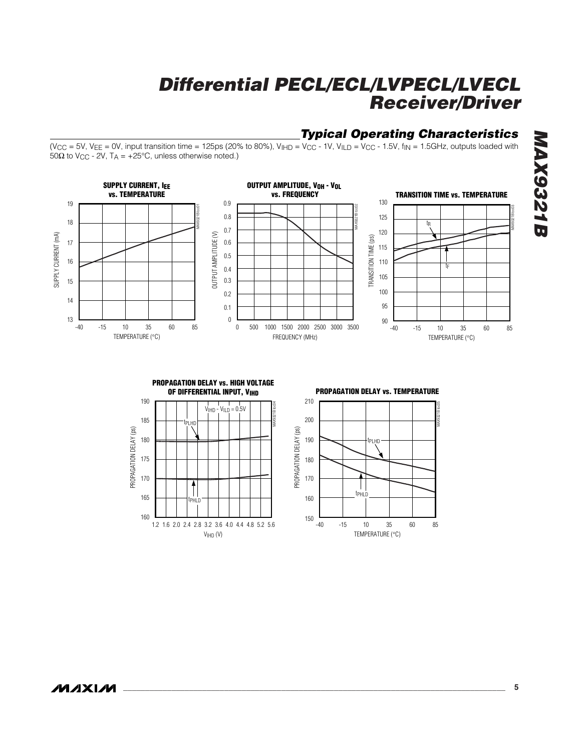## Typical Operating Characteristics

($V_{CC}$ = 5V, $V_{EE}$ = 0V, input transition time = 125ps (20% to 80%), $V_{IHD}$ = $V_{CC}$ - 1V, $V_{ILD}$ = $V_{CC}$ - 1.5V, $f_{IN}$ = 1.5GHz, outputs loaded with 50Ω to $V_{CC}$ - 2V, $T_A$ = +25°C, unless otherwise noted.)

**SUPPLY CURRENT, $I_{EE}$ vs. TEMPERATURE**

**OUTPUT AMPLITUDE, $V_{OH}$ - $V_{OL}$ vs. FREQUENCY**

**TRANSITION TIME vs. TEMPERATURE**

**PROPAGATION DELAY vs. HIGH VOLTAGE OF DIFFERENTIAL INPUT, $V_{IHD}$**

**PROPAGATION DELAY vs. TEMPERATURE**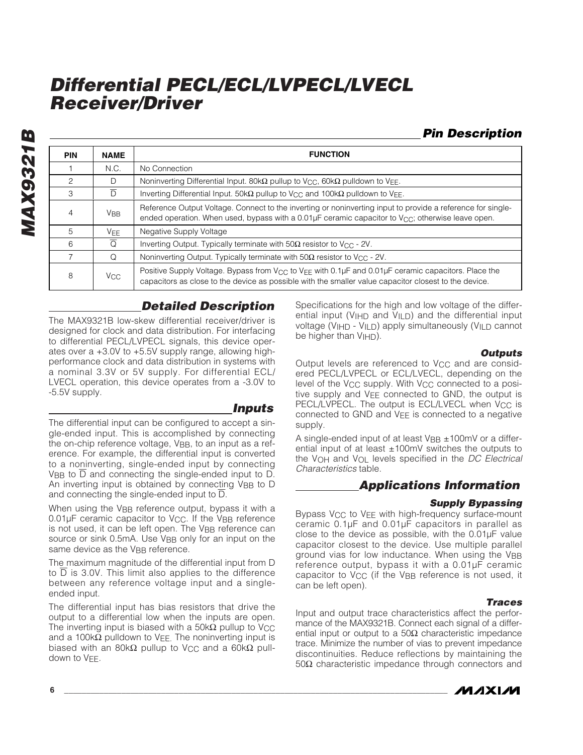## Pin Description

| PIN | NAME | FUNCTION |
|---|---|---|
| 1 | N.C. | No Connection |
| 2 | D | Noninverting Differential Input. 80kΩ pullup to $V_{CC}$, 60kΩ pulldown to $V_{EE}$. |
| 3 | $\overline{D}$ | Inverting Differential Input. 50kΩ pullup to $V_{CC}$ and 100kΩ pulldown to $V_{EE}$. |
| 4 | $V_{BB}$ | Reference Output Voltage. Connect to the inverting or noninverting input to provide a reference for single-ended operation. When used, bypass with a 0.01µF ceramic capacitor to $V_{CC}$; otherwise leave open. |
| 5 | $V_{EE}$ | Negative Supply Voltage |
| 6 | $\overline{Q}$ | Inverting Output. Typically terminate with 50Ω resistor to $V_{CC}$ - 2V. |
| 7 | Q | Noninverting Output. Typically terminate with 50Ω resistor to $V_{CC}$ - 2V. |
| 8 | $V_{CC}$ | Positive Supply Voltage. Bypass from $V_{CC}$ to $V_{EE}$ with 0.1µF and 0.01µF ceramic capacitors. Place the capacitors as close to the device as possible with the smaller value capacitor closest to the device. |

## Detailed Description

The MAX9321B low-skew differential receiver/driver is designed for clock and data distribution. For interfacing to differential PECL/LVPECL signals, this device operates over a +3.0V to +5.5V supply range, allowing high-performance clock and data distribution in systems with a nominal 3.3V or 5V supply. For differential ECL/LVECL operation, this device operates from a -3.0V to -5.5V supply.

## Inputs

The differential input can be configured to accept a single-ended input. This is accomplished by connecting the on-chip reference voltage, $V_{BB}$, to an input as a reference. For example, the differential input is converted to a noninverting, single-ended input by connecting $V_{BB}$ to $\overline{D}$ and connecting the single-ended input to D. An inverting input is obtained by connecting $V_{BB}$ to D and connecting the single-ended input to $\overline{D}$.

When using the $V_{BB}$ reference output, bypass it with a 0.01µF ceramic capacitor to $V_{CC}$. If the $V_{BB}$ reference is not used, it can be left open. The $V_{BB}$ reference can source or sink 0.5mA. Use $V_{BB}$ only for an input on the same device as the $V_{BB}$ reference.

The maximum magnitude of the differential input from D to $\overline{D}$ is 3.0V. This limit also applies to the difference between any reference voltage input and a single-ended input.

The differential input has bias resistors that drive the output to a differential low when the inputs are open. The inverting input is biased with a 50kΩ pullup to $V_{CC}$ and a 100kΩ pulldown to $V_{EE}$. The noninverting input is biased with an 80kΩ pullup to $V_{CC}$ and a 60kΩ pulldown to $V_{EE}$.

Specifications for the high and low voltage of the differential input ($V_{IHD}$ and $V_{ILD}$) and the differential input voltage ($V_{IHD}$ - $V_{ILD}$) apply simultaneously ($V_{ILD}$ cannot be higher than $V_{IHD}$).

### Outputs

Output levels are referenced to $V_{CC}$ and are considered PECL/LVPECL or ECL/LVECL, depending on the level of the $V_{CC}$ supply. With $V_{CC}$ connected to a positive supply and $V_{EE}$ connected to GND, the output is PECL/LVPECL. The output is ECL/LVECL when $V_{CC}$ is connected to GND and $V_{EE}$ is connected to a negative supply.

A single-ended input of at least $V_{BB}$ ±100mV or a differential input of at least ±100mV switches the outputs to the $V_{OH}$ and $V_{OL}$ levels specified in the *DC Electrical Characteristics* table.

## Applications Information

### Supply Bypassing

Bypass $V_{CC}$ to $V_{EE}$ with high-frequency surface-mount ceramic 0.1µF and 0.01µF capacitors in parallel as close to the device as possible, with the 0.01µF value capacitor closest to the device. Use multiple parallel ground vias for low inductance. When using the $V_{BB}$ reference output, bypass it with a 0.01µF ceramic capacitor to $V_{CC}$ (if the $V_{BB}$ reference is not used, it can be left open).

### Traces

Input and output trace characteristics affect the performance of the MAX9321B. Connect each signal of a differential input or output to a 50Ω characteristic impedance trace. Minimize the number of vias to prevent impedance discontinuities. Reduce reflections by maintaining the 50Ω characteristic impedance through connectors and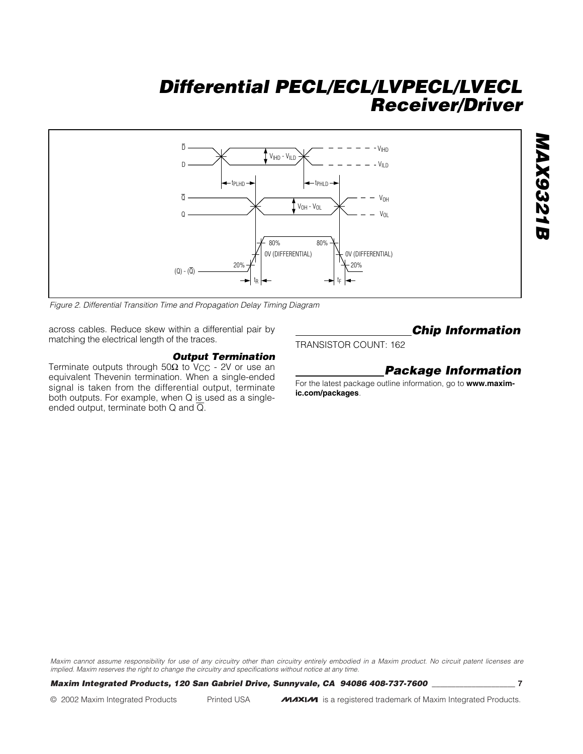# Differential PECL/ECL/LVPECL/LVECL Receiver/Driver

$\overline{D}$

D

$V_{IHD} - V_{ILD}$

$V_{IHD}$

$V_{ILD}$

$t_{PLHD}$

$t_{PHLD}$

$\overline{Q}$

Q

$V_{OH} - V_{OL}$

$V_{OH}$

$V_{OL}$

80%

80%

0V (DIFFERENTIAL)

0V (DIFFERENTIAL)

20%

20%

(Q) - ($\overline{Q}$)

$t_R$

$t_F$

*Figure 2. Differential Transition Time and Propagation Delay Timing Diagram*

across cables. Reduce skew within a differential pair by matching the electrical length of the traces.

### Output Termination

Terminate outputs through 50Ω to $V_{CC}$ - 2V or use an equivalent Thevenin termination. When a single-ended signal is taken from the differential output, terminate both outputs. For example, when Q is used as a single-ended output, terminate both Q and $\overline{Q}$.

## Chip Information

TRANSISTOR COUNT: 162

## Package Information

For the latest package outline information, go to **www.maxim-ic.com/packages**.

*Maxim cannot assume responsibility for use of any circuitry other than circuitry entirely embodied in a Maxim product. No circuit patent licenses are implied. Maxim reserves the right to change the circuitry and specifications without notice at any time.*

***Maxim Integrated Products, 120 San Gabriel Drive, Sunnyvale, CA 94086 408-737-7600***

© 2002 Maxim Integrated Products    Printed USA    MAXIM is a registered trademark of Maxim Integrated Products.